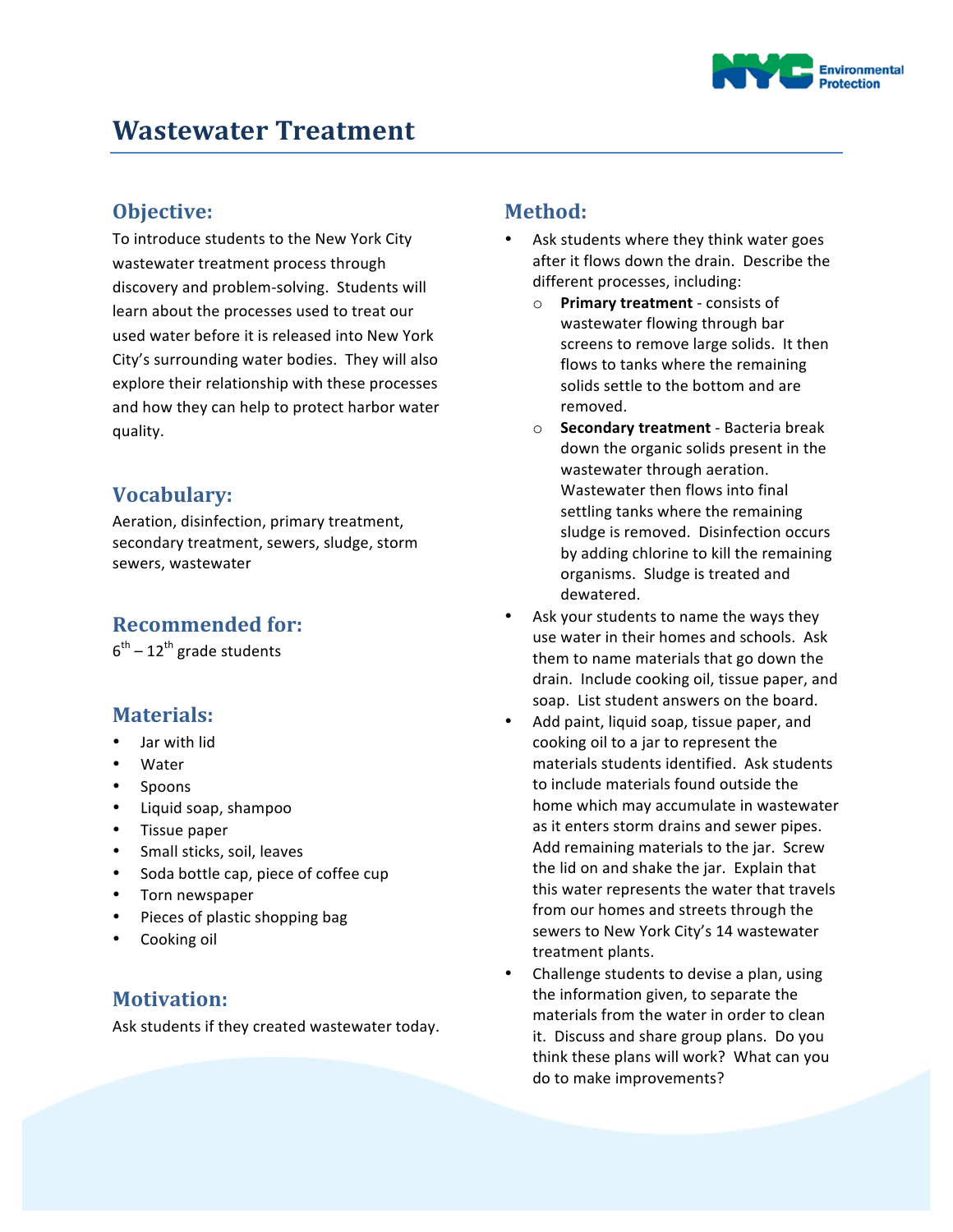# Wastewater Treatment

## Objective:

To introduce students to the New York City wastewater treatment process through discovery and problem-solving. Students will learn about the processes used to treat our used water before it is released into New York City's surrounding water bodies. They will also explore their relationship with these processes and how they can help to protect harbor water quality.

## Vocabulary:

Aeration, disinfection, primary treatment, secondary treatment, sewers, sludge, storm sewers, wastewater

## Recommended for:

6th – 12th grade students

## Materials:

- Jar with lid
- Water
- Spoons
- Liquid soap, shampoo
- Tissue paper
- Small sticks, soil, leaves
- Soda bottle cap, piece of coffee cup
- Torn newspaper
- Pieces of plastic shopping bag
- Cooking oil

## Motivation:

Ask students if they created wastewater today.

## Method:

- Ask students where they think water goes after it flows down the drain. Describe the different processes, including:
  - **Primary treatment** - consists of wastewater flowing through bar screens to remove large solids. It then flows to tanks where the remaining solids settle to the bottom and are removed.
  - **Secondary treatment** - Bacteria break down the organic solids present in the wastewater through aeration. Wastewater then flows into final settling tanks where the remaining sludge is removed. Disinfection occurs by adding chlorine to kill the remaining organisms. Sludge is treated and dewatered.
- Ask your students to name the ways they use water in their homes and schools. Ask them to name materials that go down the drain. Include cooking oil, tissue paper, and soap. List student answers on the board.
- Add paint, liquid soap, tissue paper, and cooking oil to a jar to represent the materials students identified. Ask students to include materials found outside the home which may accumulate in wastewater as it enters storm drains and sewer pipes. Add remaining materials to the jar. Screw the lid on and shake the jar. Explain that this water represents the water that travels from our homes and streets through the sewers to New York City's 14 wastewater treatment plants.
- Challenge students to devise a plan, using the information given, to separate the materials from the water in order to clean it. Discuss and share group plans. Do you think these plans will work? What can you do to make improvements?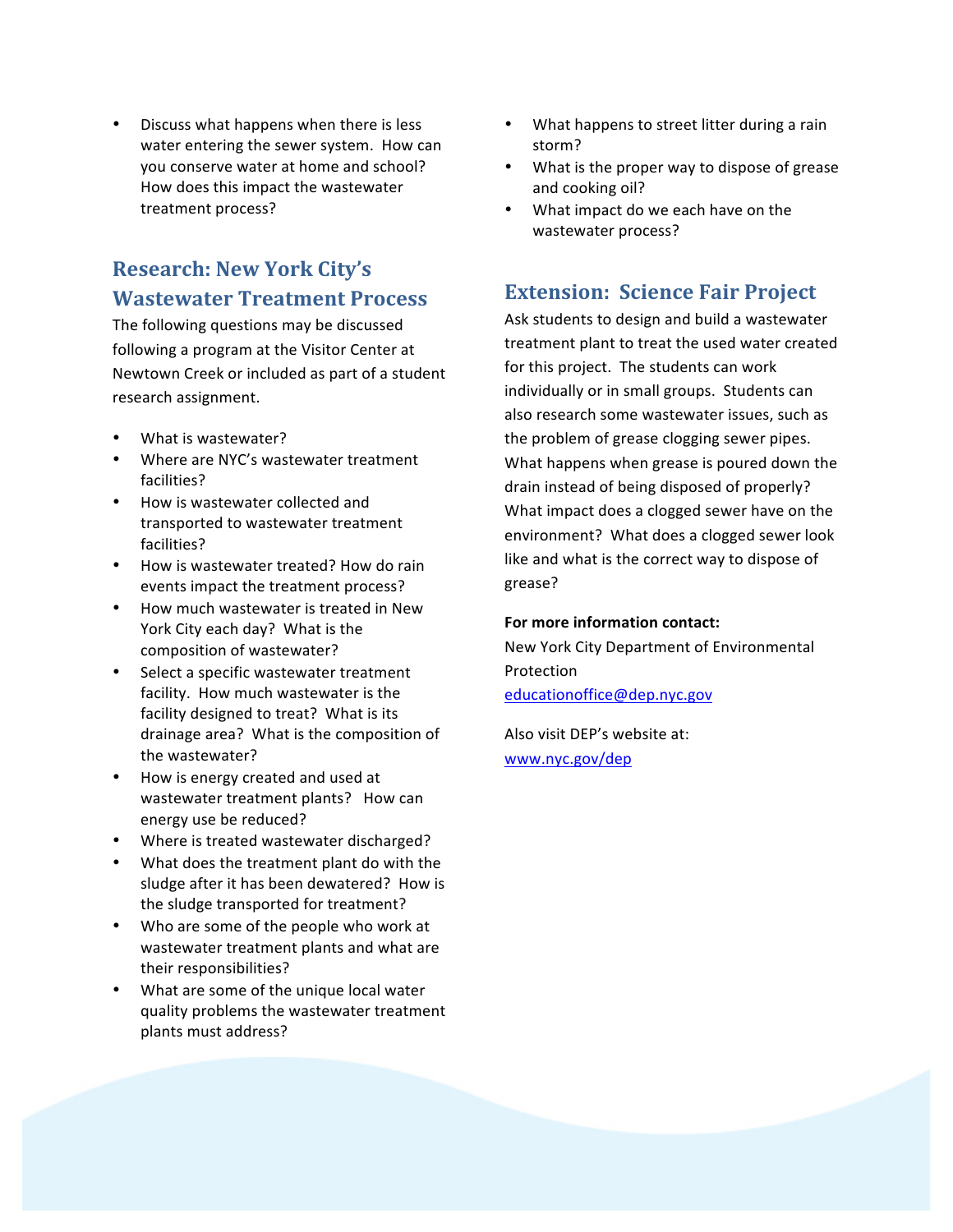- Discuss what happens when there is less water entering the sewer system. How can you conserve water at home and school? How does this impact the wastewater treatment process?

## Research: New York City's Wastewater Treatment Process

The following questions may be discussed following a program at the Visitor Center at Newtown Creek or included as part of a student research assignment.

- What is wastewater?
- Where are NYC's wastewater treatment facilities?
- How is wastewater collected and transported to wastewater treatment facilities?
- How is wastewater treated? How do rain events impact the treatment process?
- How much wastewater is treated in New York City each day? What is the composition of wastewater?
- Select a specific wastewater treatment facility. How much wastewater is the facility designed to treat? What is its drainage area? What is the composition of the wastewater?
- How is energy created and used at wastewater treatment plants? How can energy use be reduced?
- Where is treated wastewater discharged?
- What does the treatment plant do with the sludge after it has been dewatered? How is the sludge transported for treatment?
- Who are some of the people who work at wastewater treatment plants and what are their responsibilities?
- What are some of the unique local water quality problems the wastewater treatment plants must address?
- What happens to street litter during a rain storm?
- What is the proper way to dispose of grease and cooking oil?
- What impact do we each have on the wastewater process?

## Extension: Science Fair Project

Ask students to design and build a wastewater treatment plant to treat the used water created for this project. The students can work individually or in small groups. Students can also research some wastewater issues, such as the problem of grease clogging sewer pipes. What happens when grease is poured down the drain instead of being disposed of properly? What impact does a clogged sewer have on the environment? What does a clogged sewer look like and what is the correct way to dispose of grease?

**For more information contact:**
New York City Department of Environmental Protection
educationoffice@dep.nyc.gov

Also visit DEP's website at:
www.nyc.gov/dep